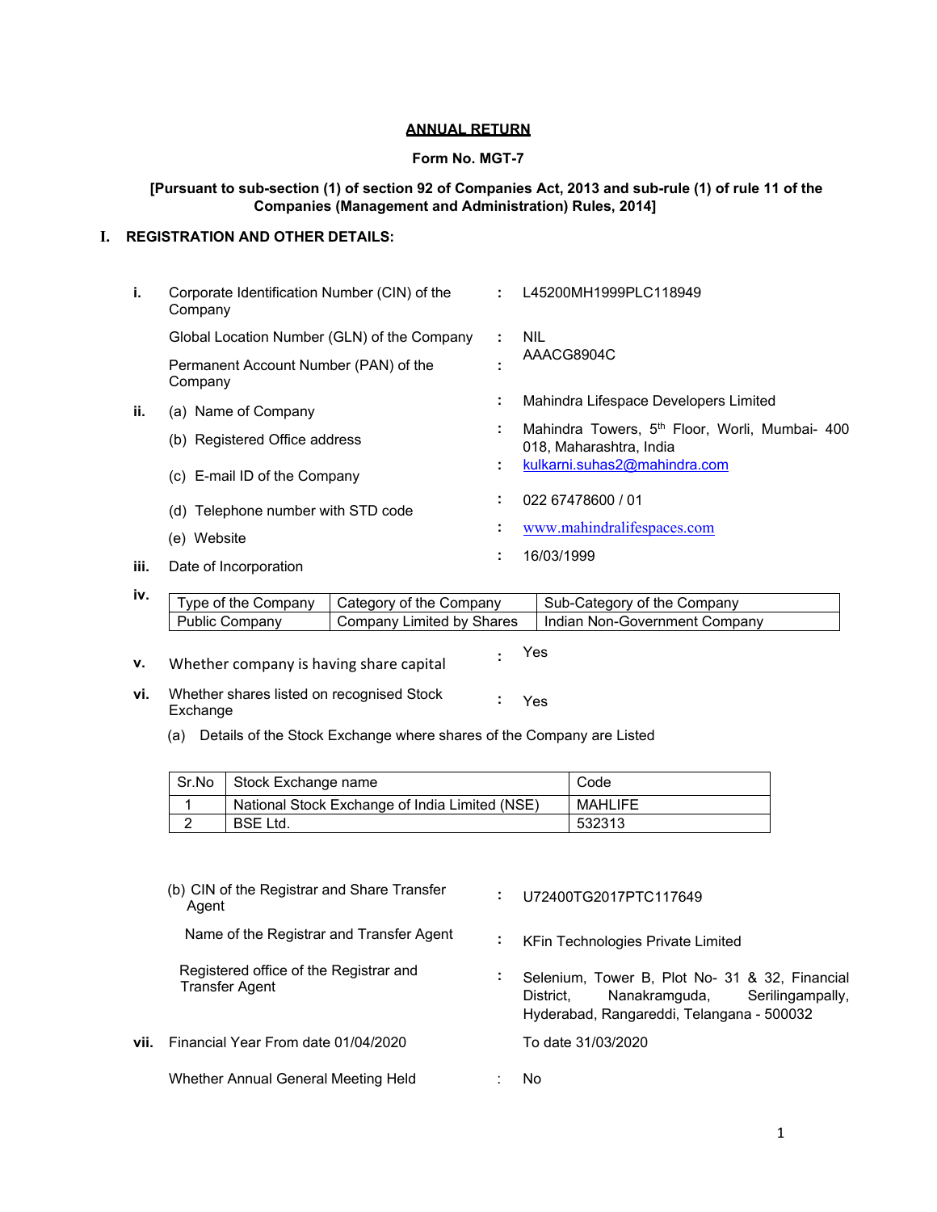# ANNUAL RETURN

**Form No. MGT-7**

**[Pursuant to sub-section (1) of section 92 of Companies Act, 2013 and sub-rule (1) of rule 11 of the Companies (Management and Administration) Rules, 2014]**

## I. REGISTRATION AND OTHER DETAILS:

**i.** Corporate Identification Number (CIN) of the Company : L45200MH1999PLC118949

Global Location Number (GLN) of the Company : NIL

Permanent Account Number (PAN) of the Company : AAACG8904C

**ii.** (a) Name of Company : Mahindra Lifespace Developers Limited

(b) Registered Office address : Mahindra Towers, 5th Floor, Worli, Mumbai- 400 018, Maharashtra, India

(c) E-mail ID of the Company : kulkarni.suhas2@mahindra.com

(d) Telephone number with STD code : 022 67478600 / 01

(e) Website : www.mahindralifespaces.com

**iii.** Date of Incorporation : 16/03/1999

**iv.**

| Type of the Company | Category of the Company | Sub-Category of the Company |
|---|---|---|
| Public Company | Company Limited by Shares | Indian Non-Government Company |

**v.** Whether company is having share capital : Yes

**vi.** Whether shares listed on recognised Stock Exchange : Yes

(a) Details of the Stock Exchange where shares of the Company are Listed

| Sr.No | Stock Exchange name | Code |
|---|---|---|
| 1 | National Stock Exchange of India Limited (NSE) | MAHLIFE |
| 2 | BSE Ltd. | 532313 |

(b) CIN of the Registrar and Share Transfer Agent : U72400TG2017PTC117649

Name of the Registrar and Transfer Agent : KFin Technologies Private Limited

Registered office of the Registrar and Transfer Agent : Selenium, Tower B, Plot No- 31 & 32, Financial District, Nanakramguda, Serilingampally, Hyderabad, Rangareddi, Telangana - 500032

**vii.** Financial Year From date 01/04/2020 To date 31/03/2020

Whether Annual General Meeting Held : No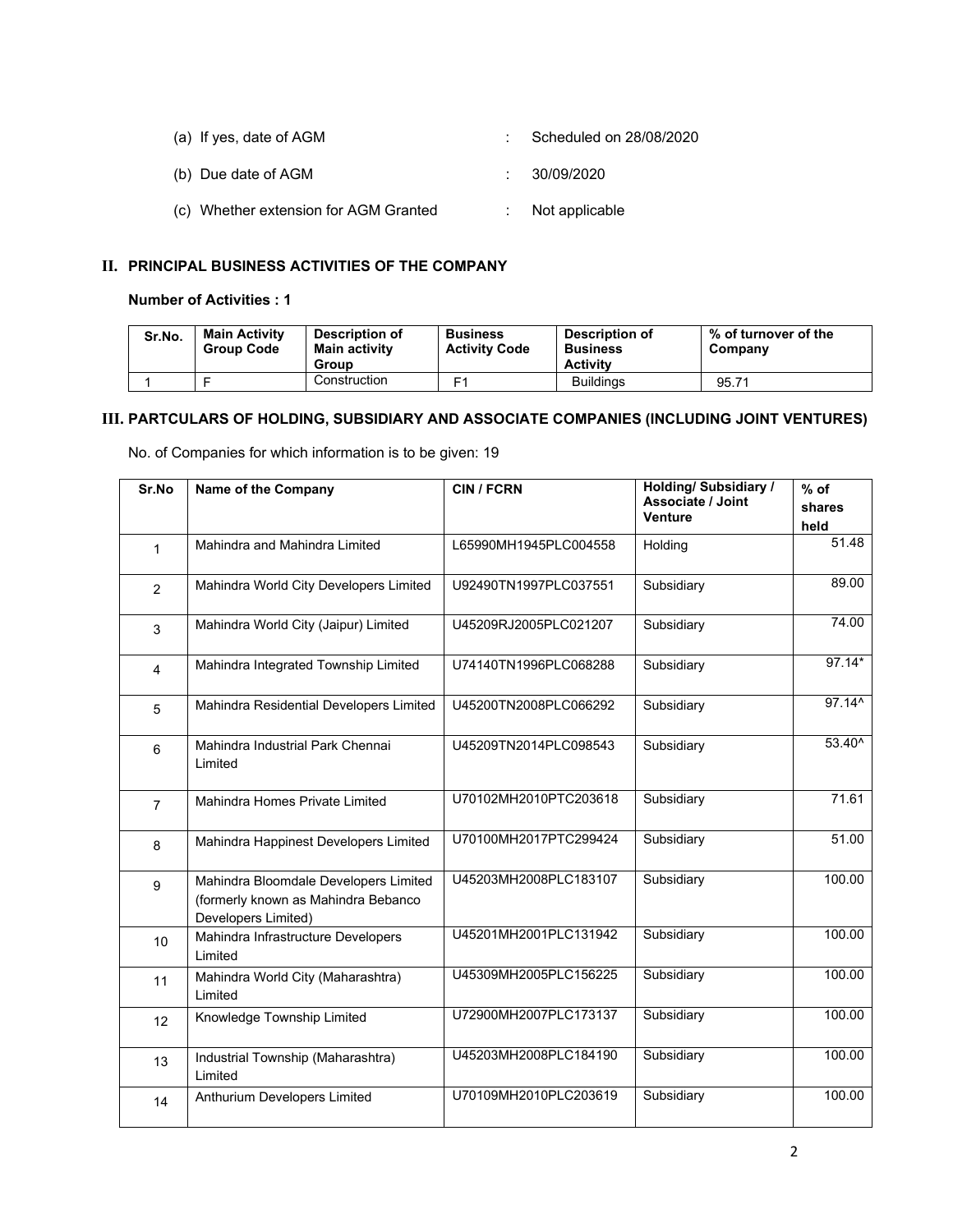(a) If yes, date of AGM : Scheduled on 28/08/2020

(b) Due date of AGM : 30/09/2020

(c) Whether extension for AGM Granted : Not applicable

## II. PRINCIPAL BUSINESS ACTIVITIES OF THE COMPANY

**Number of Activities : 1**

| Sr.No. | Main Activity Group Code | Description of Main activity Group | Business Activity Code | Description of Business Activity | % of turnover of the Company |
|---|---|---|---|---|---|
| 1 | F | Construction | F1 | Buildings | 95.71 |

## III. PARTCULARS OF HOLDING, SUBSIDIARY AND ASSOCIATE COMPANIES (INCLUDING JOINT VENTURES)

No. of Companies for which information is to be given: 19

| Sr.No | Name of the Company | CIN / FCRN | Holding/ Subsidiary / Associate / Joint Venture | % of shares held |
|---|---|---|---|---|
| 1 | Mahindra and Mahindra Limited | L65990MH1945PLC004558 | Holding | 51.48 |
| 2 | Mahindra World City Developers Limited | U92490TN1997PLC037551 | Subsidiary | 89.00 |
| 3 | Mahindra World City (Jaipur) Limited | U45209RJ2005PLC021207 | Subsidiary | 74.00 |
| 4 | Mahindra Integrated Township Limited | U74140TN1996PLC068288 | Subsidiary | 97.14* |
| 5 | Mahindra Residential Developers Limited | U45200TN2008PLC066292 | Subsidiary | 97.14^ |
| 6 | Mahindra Industrial Park Chennai Limited | U45209TN2014PLC098543 | Subsidiary | 53.40^ |
| 7 | Mahindra Homes Private Limited | U70102MH2010PTC203618 | Subsidiary | 71.61 |
| 8 | Mahindra Happinest Developers Limited | U70100MH2017PTC299424 | Subsidiary | 51.00 |
| 9 | Mahindra Bloomdale Developers Limited (formerly known as Mahindra Bebanco Developers Limited) | U45203MH2008PLC183107 | Subsidiary | 100.00 |
| 10 | Mahindra Infrastructure Developers Limited | U45201MH2001PLC131942 | Subsidiary | 100.00 |
| 11 | Mahindra World City (Maharashtra) Limited | U45309MH2005PLC156225 | Subsidiary | 100.00 |
| 12 | Knowledge Township Limited | U72900MH2007PLC173137 | Subsidiary | 100.00 |
| 13 | Industrial Township (Maharashtra) Limited | U45203MH2008PLC184190 | Subsidiary | 100.00 |
| 14 | Anthurium Developers Limited | U70109MH2010PLC203619 | Subsidiary | 100.00 |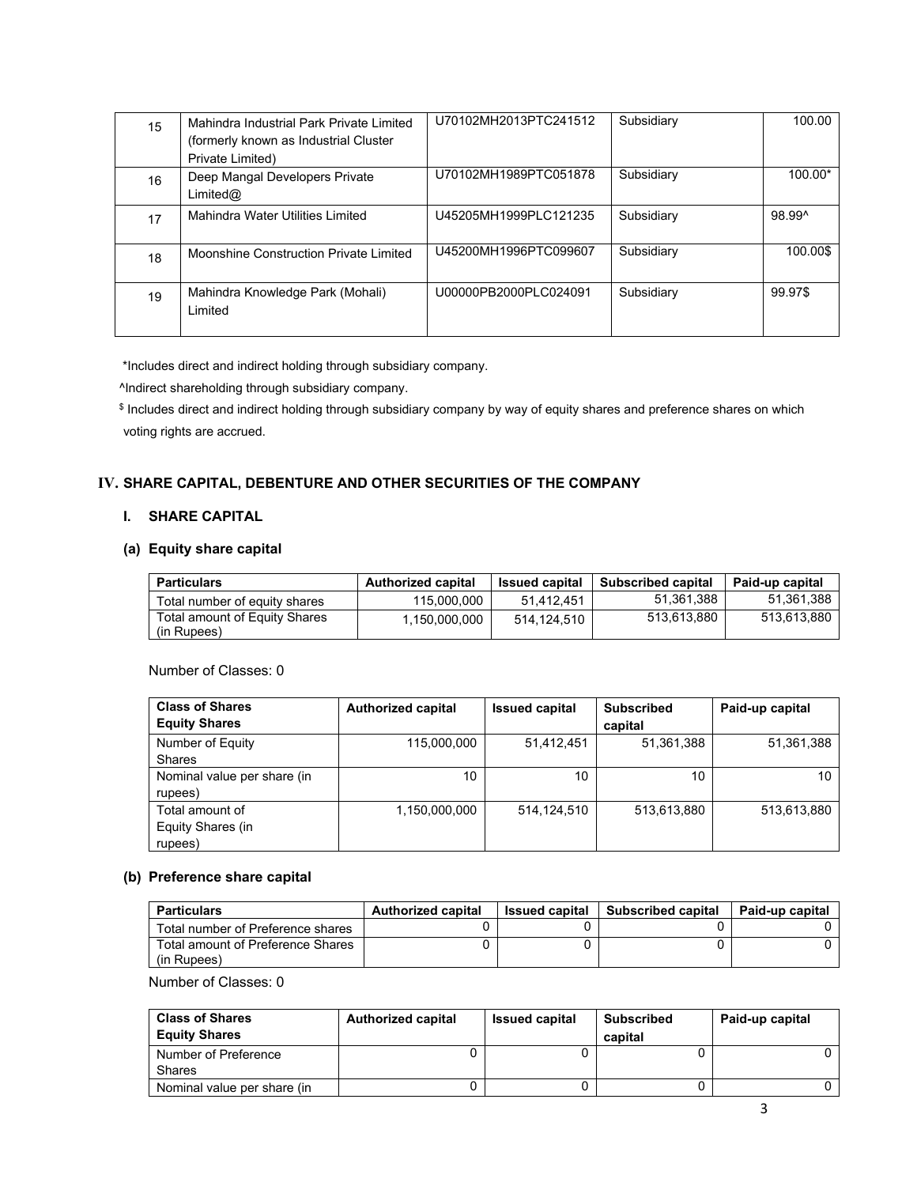| 15 | Mahindra Industrial Park Private Limited (formerly known as Industrial Cluster Private Limited) | U70102MH2013PTC241512 | Subsidiary | 100.00 |
|---|---|---|---|---|
| 16 | Deep Mangal Developers Private Limited@ | U70102MH1989PTC051878 | Subsidiary | 100.00* |
| 17 | Mahindra Water Utilities Limited | U45205MH1999PLC121235 | Subsidiary | 98.99^ |
| 18 | Moonshine Construction Private Limited | U45200MH1996PTC099607 | Subsidiary | 100.00$ |
| 19 | Mahindra Knowledge Park (Mohali) Limited | U00000PB2000PLC024091 | Subsidiary | 99.97$ |

*Includes direct and indirect holding through subsidiary company.

^Indirect shareholding through subsidiary company.

$ Includes direct and indirect holding through subsidiary company by way of equity shares and preference shares on which voting rights are accrued.

## IV. SHARE CAPITAL, DEBENTURE AND OTHER SECURITIES OF THE COMPANY

### I. SHARE CAPITAL

#### (a) Equity share capital

| Particulars | Authorized capital | Issued capital | Subscribed capital | Paid-up capital |
|---|---|---|---|---|
| Total number of equity shares | 115,000,000 | 51,412,451 | 51,361,388 | 51,361,388 |
| Total amount of Equity Shares (in Rupees) | 1,150,000,000 | 514,124,510 | 513,613,880 | 513,613,880 |

Number of Classes: 0

| Class of Shares Equity Shares | Authorized capital | Issued capital | Subscribed capital | Paid-up capital |
|---|---|---|---|---|
| Number of Equity Shares | 115,000,000 | 51,412,451 | 51,361,388 | 51,361,388 |
| Nominal value per share (in rupees) | 10 | 10 | 10 | 10 |
| Total amount of Equity Shares (in rupees) | 1,150,000,000 | 514,124,510 | 513,613,880 | 513,613,880 |

#### (b) Preference share capital

| Particulars | Authorized capital | Issued capital | Subscribed capital | Paid-up capital |
|---|---|---|---|---|
| Total number of Preference shares | 0 | 0 | 0 | 0 |
| Total amount of Preference Shares (in Rupees) | 0 | 0 | 0 | 0 |

Number of Classes: 0

| Class of Shares Equity Shares | Authorized capital | Issued capital | Subscribed capital | Paid-up capital |
|---|---|---|---|---|
| Number of Preference Shares | 0 | 0 | 0 | 0 |
| Nominal value per share (in | 0 | 0 | 0 | 0 |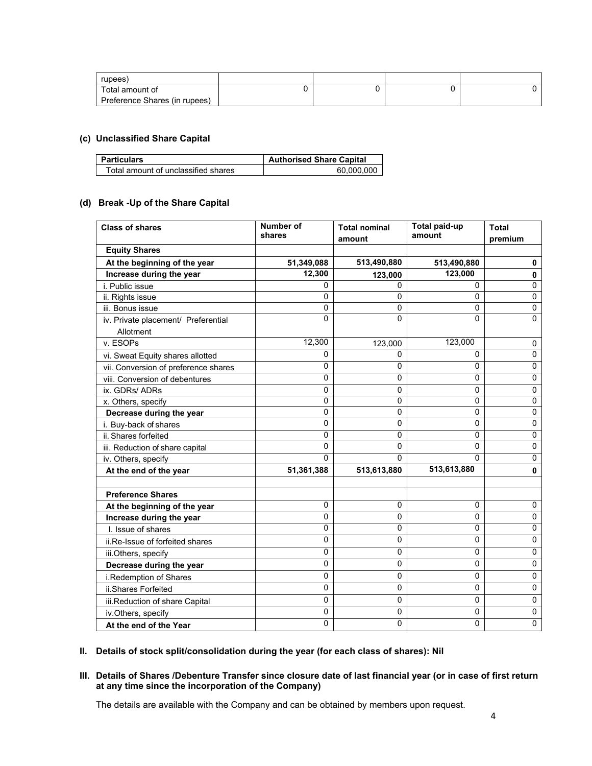| rupees) | | | | |
|---|---|---|---|---|
| Total amount of Preference Shares (in rupees) | 0 | 0 | 0 | 0 |

**(c) Unclassified Share Capital**

| Particulars | Authorised Share Capital |
|---|---|
| Total amount of unclassified shares | 60,000,000 |

**(d) Break -Up of the Share Capital**

| Class of shares | Number of shares | Total nominal amount | Total paid-up amount | Total premium |
|---|---|---|---|---|
| **Equity Shares** | | | | |
| **At the beginning of the year** | **51,349,088** | **513,490,880** | **513,490,880** | **0** |
| **Increase during the year** | **12,300** | **123,000** | **123,000** | **0** |
| i. Public issue | 0 | 0 | 0 | 0 |
| ii. Rights issue | 0 | 0 | 0 | 0 |
| iii. Bonus issue | 0 | 0 | 0 | 0 |
| iv. Private placement/ Preferential Allotment | 0 | 0 | 0 | 0 |
| v. ESOPs | 12,300 | 123,000 | 123,000 | 0 |
| vi. Sweat Equity shares allotted | 0 | 0 | 0 | 0 |
| vii. Conversion of preference shares | 0 | 0 | 0 | 0 |
| viii. Conversion of debentures | 0 | 0 | 0 | 0 |
| ix. GDRs/ ADRs | 0 | 0 | 0 | 0 |
| x. Others, specify | 0 | 0 | 0 | 0 |
| **Decrease during the year** | 0 | 0 | 0 | 0 |
| i. Buy-back of shares | 0 | 0 | 0 | 0 |
| ii. Shares forfeited | 0 | 0 | 0 | 0 |
| iii. Reduction of share capital | 0 | 0 | 0 | 0 |
| iv. Others, specify | 0 | 0 | 0 | 0 |
| **At the end of the year** | **51,361,388** | **513,613,880** | **513,613,880** | **0** |
| | | | | |
| **Preference Shares** | | | | |
| **At the beginning of the year** | 0 | 0 | 0 | 0 |
| **Increase during the year** | 0 | 0 | 0 | 0 |
| I. Issue of shares | 0 | 0 | 0 | 0 |
| ii.Re-Issue of forfeited shares | 0 | 0 | 0 | 0 |
| iii.Others, specify | 0 | 0 | 0 | 0 |
| **Decrease during the year** | 0 | 0 | 0 | 0 |
| i.Redemption of Shares | 0 | 0 | 0 | 0 |
| ii.Shares Forfeited | 0 | 0 | 0 | 0 |
| iii.Reduction of share Capital | 0 | 0 | 0 | 0 |
| iv.Others, specify | 0 | 0 | 0 | 0 |
| **At the end of the Year** | 0 | 0 | 0 | 0 |

**II. Details of stock split/consolidation during the year (for each class of shares): Nil**

**III. Details of Shares /Debenture Transfer since closure date of last financial year (or in case of first return at any time since the incorporation of the Company)**

The details are available with the Company and can be obtained by members upon request.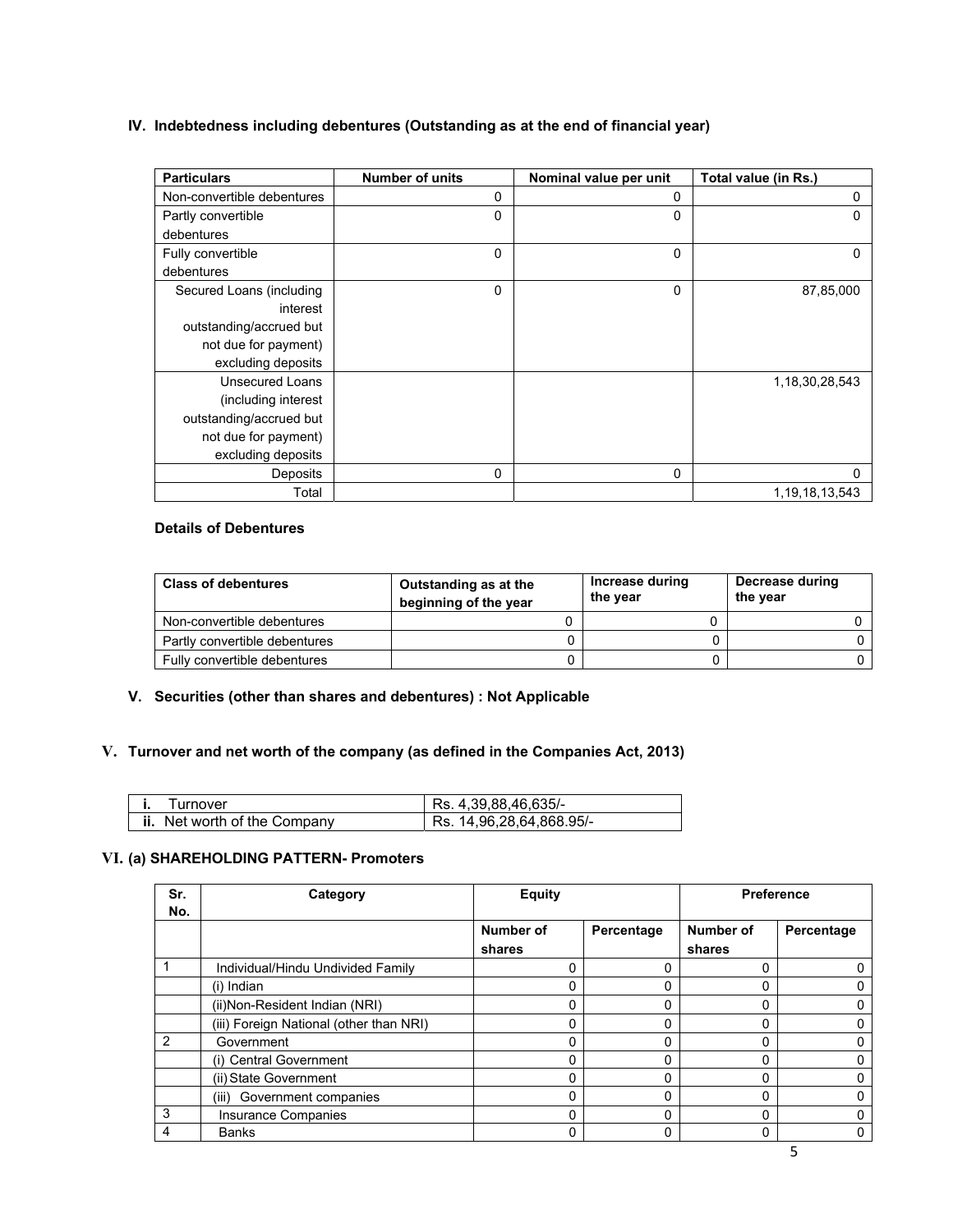## IV. Indebtedness including debentures (Outstanding as at the end of financial year)

| Particulars | Number of units | Nominal value per unit | Total value (in Rs.) |
|---|---|---|---|
| Non-convertible debentures | 0 | 0 | 0 |
| Partly convertible debentures | 0 | 0 | 0 |
| Fully convertible debentures | 0 | 0 | 0 |
| Secured Loans (including interest outstanding/accrued but not due for payment) excluding deposits | 0 | 0 | 87,85,000 |
| Unsecured Loans (including interest outstanding/accrued but not due for payment) excluding deposits | | | 1,18,30,28,543 |
| Deposits | 0 | 0 | 0 |
| Total | | | 1,19,18,13,543 |

**Details of Debentures**

| Class of debentures | Outstanding as at the beginning of the year | Increase during the year | Decrease during the year |
|---|---|---|---|
| Non-convertible debentures | 0 | 0 | 0 |
| Partly convertible debentures | 0 | 0 | 0 |
| Fully convertible debentures | 0 | 0 | 0 |

## V. Securities (other than shares and debentures) : Not Applicable

## V. Turnover and net worth of the company (as defined in the Companies Act, 2013)

| | |
|---|---|
| **i.** Turnover | Rs. 4,39,88,46,635/- |
| **ii.** Net worth of the Company | Rs. 14,96,28,64,868.95/- |

## VI. (a) SHAREHOLDING PATTERN- Promoters

| Sr. No. | Category | Equity | | Preference | |
|---|---|---|---|---|---|
| | | Number of shares | Percentage | Number of shares | Percentage |
| 1 | Individual/Hindu Undivided Family | 0 | 0 | 0 | 0 |
| | (i) Indian | 0 | 0 | 0 | 0 |
| | (ii)Non-Resident Indian (NRI) | 0 | 0 | 0 | 0 |
| | (iii) Foreign National (other than NRI) | 0 | 0 | 0 | 0 |
| 2 | Government | 0 | 0 | 0 | 0 |
| | (i) Central Government | 0 | 0 | 0 | 0 |
| | (ii) State Government | 0 | 0 | 0 | 0 |
| | (iii) Government companies | 0 | 0 | 0 | 0 |
| 3 | Insurance Companies | 0 | 0 | 0 | 0 |
| 4 | Banks | 0 | 0 | 0 | 0 |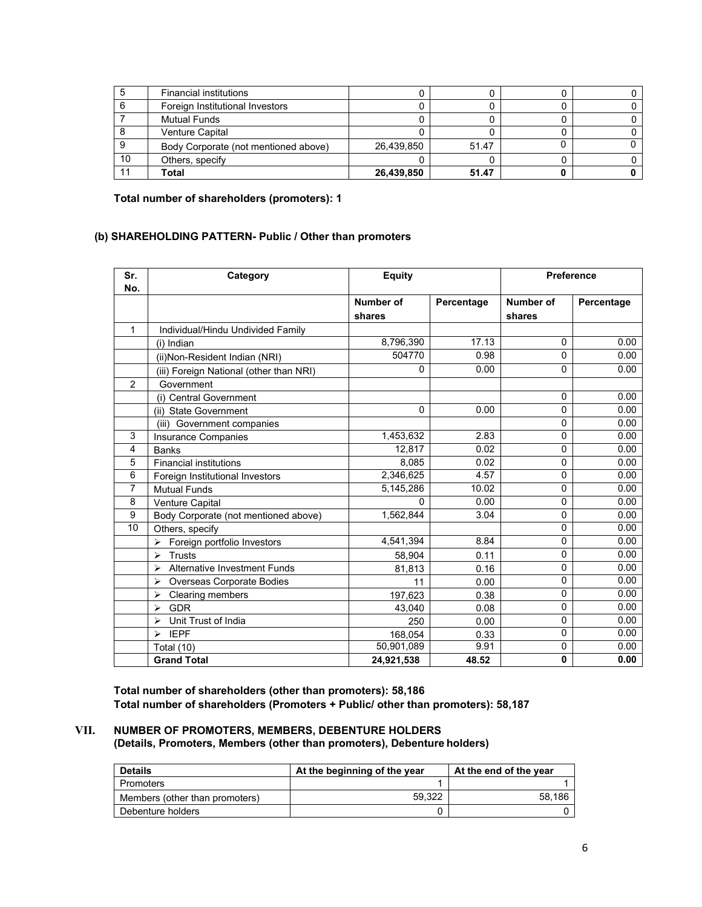| 5 | Financial institutions | 0 | 0 | 0 | 0 |
|---|---|---|---|---|---|
| 6 | Foreign Institutional Investors | 0 | 0 | 0 | 0 |
| 7 | Mutual Funds | 0 | 0 | 0 | 0 |
| 8 | Venture Capital | 0 | 0 | 0 | 0 |
| 9 | Body Corporate (not mentioned above) | 26,439,850 | 51.47 | 0 | 0 |
| 10 | Others, specify | 0 | 0 | 0 | 0 |
| 11 | **Total** | **26,439,850** | **51.47** | **0** | **0** |

**Total number of shareholders (promoters): 1**

**(b) SHAREHOLDING PATTERN- Public / Other than promoters**

| Sr. No. | Category | Equity | | Preference | |
|---|---|---|---|---|---|
| | | Number of shares | Percentage | Number of shares | Percentage |
| 1 | Individual/Hindu Undivided Family | | | | |
| | (i) Indian | 8,796,390 | 17.13 | 0 | 0.00 |
| | (ii)Non-Resident Indian (NRI) | 504770 | 0.98 | 0 | 0.00 |
| | (iii) Foreign National (other than NRI) | 0 | 0.00 | 0 | 0.00 |
| 2 | Government | | | | |
| | (i) Central Government | | | 0 | 0.00 |
| | (ii) State Government | 0 | 0.00 | 0 | 0.00 |
| | (iii) Government companies | | | 0 | 0.00 |
| 3 | Insurance Companies | 1,453,632 | 2.83 | 0 | 0.00 |
| 4 | Banks | 12,817 | 0.02 | 0 | 0.00 |
| 5 | Financial institutions | 8,085 | 0.02 | 0 | 0.00 |
| 6 | Foreign Institutional Investors | 2,346,625 | 4.57 | 0 | 0.00 |
| 7 | Mutual Funds | 5,145,286 | 10.02 | 0 | 0.00 |
| 8 | Venture Capital | 0 | 0.00 | 0 | 0.00 |
| 9 | Body Corporate (not mentioned above) | 1,562,844 | 3.04 | 0 | 0.00 |
| 10 | Others, specify | | | 0 | 0.00 |
| | ➢ Foreign portfolio Investors | 4,541,394 | 8.84 | 0 | 0.00 |
| | ➢ Trusts | 58,904 | 0.11 | 0 | 0.00 |
| | ➢ Alternative Investment Funds | 81,813 | 0.16 | 0 | 0.00 |
| | ➢ Overseas Corporate Bodies | 11 | 0.00 | 0 | 0.00 |
| | ➢ Clearing members | 197,623 | 0.38 | 0 | 0.00 |
| | ➢ GDR | 43,040 | 0.08 | 0 | 0.00 |
| | ➢ Unit Trust of India | 250 | 0.00 | 0 | 0.00 |
| | ➢ IEPF | 168,054 | 0.33 | 0 | 0.00 |
| | Total (10) | 50,901,089 | 9.91 | 0 | 0.00 |
| | **Grand Total** | **24,921,538** | **48.52** | **0** | **0.00** |

**Total number of shareholders (other than promoters): 58,186**
**Total number of shareholders (Promoters + Public/ other than promoters): 58,187**

## VII. NUMBER OF PROMOTERS, MEMBERS, DEBENTURE HOLDERS
**(Details, Promoters, Members (other than promoters), Debenture holders)**

| Details | At the beginning of the year | At the end of the year |
|---|---|---|
| Promoters | 1 | 1 |
| Members (other than promoters) | 59,322 | 58,186 |
| Debenture holders | 0 | 0 |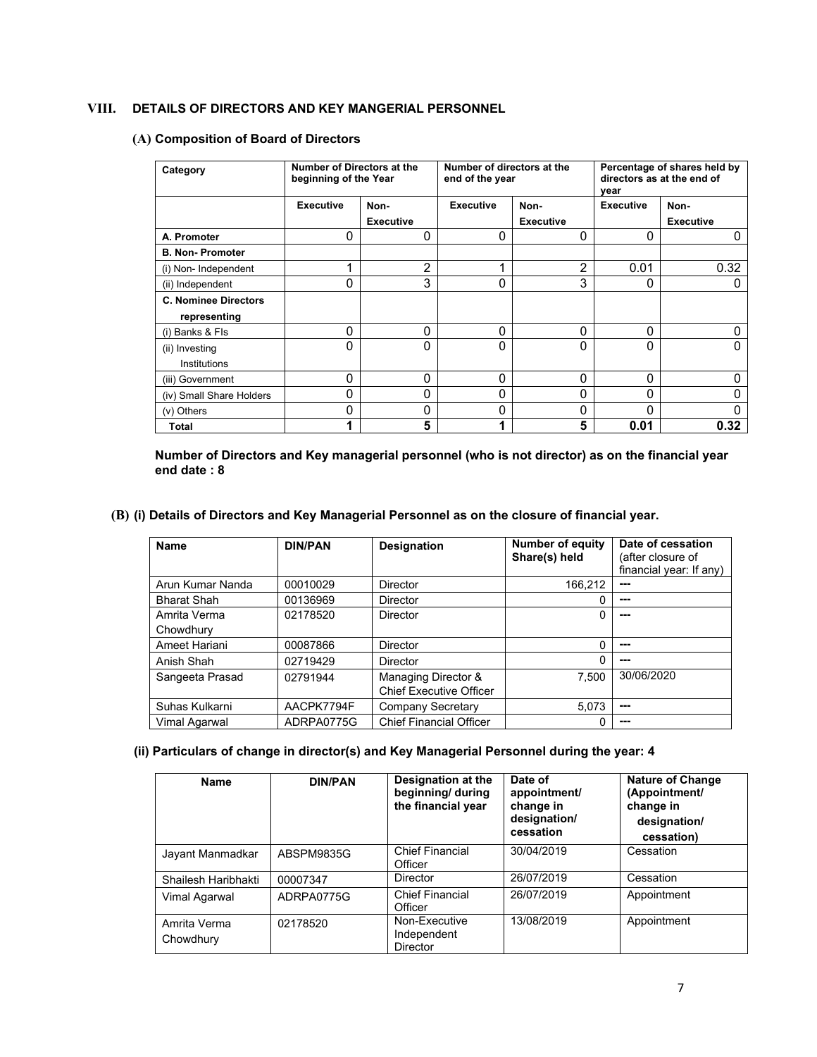## VIII. DETAILS OF DIRECTORS AND KEY MANGERIAL PERSONNEL

### (A) Composition of Board of Directors

| Category | Number of Directors at the beginning of the Year | | Number of directors at the end of the year | | Percentage of shares held by directors as at the end of year | |
|---|---|---|---|---|---|---|
| | Executive | Non-Executive | Executive | Non-Executive | Executive | Non-Executive |
| **A. Promoter** | 0 | 0 | 0 | 0 | 0 | 0 |
| **B. Non- Promoter** | | | | | | |
| (i) Non- Independent | 1 | 2 | 1 | 2 | 0.01 | 0.32 |
| (ii) Independent | 0 | 3 | 0 | 3 | 0 | 0 |
| **C. Nominee Directors representing** | | | | | | |
| (i) Banks & FIs | 0 | 0 | 0 | 0 | 0 | 0 |
| (ii) Investing Institutions | 0 | 0 | 0 | 0 | 0 | 0 |
| (iii) Government | 0 | 0 | 0 | 0 | 0 | 0 |
| (iv) Small Share Holders | 0 | 0 | 0 | 0 | 0 | 0 |
| (v) Others | 0 | 0 | 0 | 0 | 0 | 0 |
| **Total** | **1** | **5** | **1** | **5** | **0.01** | **0.32** |

**Number of Directors and Key managerial personnel (who is not director) as on the financial year end date : 8**

### (B) (i) Details of Directors and Key Managerial Personnel as on the closure of financial year.

| Name | DIN/PAN | Designation | Number of equity Share(s) held | Date of cessation (after closure of financial year: If any) |
|---|---|---|---|---|
| Arun Kumar Nanda | 00010029 | Director | 166,212 | --- |
| Bharat Shah | 00136969 | Director | 0 | --- |
| Amrita Verma Chowdhury | 02178520 | Director | 0 | --- |
| Ameet Hariani | 00087866 | Director | 0 | --- |
| Anish Shah | 02719429 | Director | 0 | --- |
| Sangeeta Prasad | 02791944 | Managing Director & Chief Executive Officer | 7,500 | 30/06/2020 |
| Suhas Kulkarni | AACPK7794F | Company Secretary | 5,073 | --- |
| Vimal Agarwal | ADRPA0775G | Chief Financial Officer | 0 | --- |

### (ii) Particulars of change in director(s) and Key Managerial Personnel during the year: 4

| Name | DIN/PAN | Designation at the beginning/ during the financial year | Date of appointment/ change in designation/ cessation | Nature of Change (Appointment/ change in designation/ cessation) |
|---|---|---|---|---|
| Jayant Manmadkar | ABSPM9835G | Chief Financial Officer | 30/04/2019 | Cessation |
| Shailesh Haribhakti | 00007347 | Director | 26/07/2019 | Cessation |
| Vimal Agarwal | ADRPA0775G | Chief Financial Officer | 26/07/2019 | Appointment |
| Amrita Verma Chowdhury | 02178520 | Non-Executive Independent Director | 13/08/2019 | Appointment |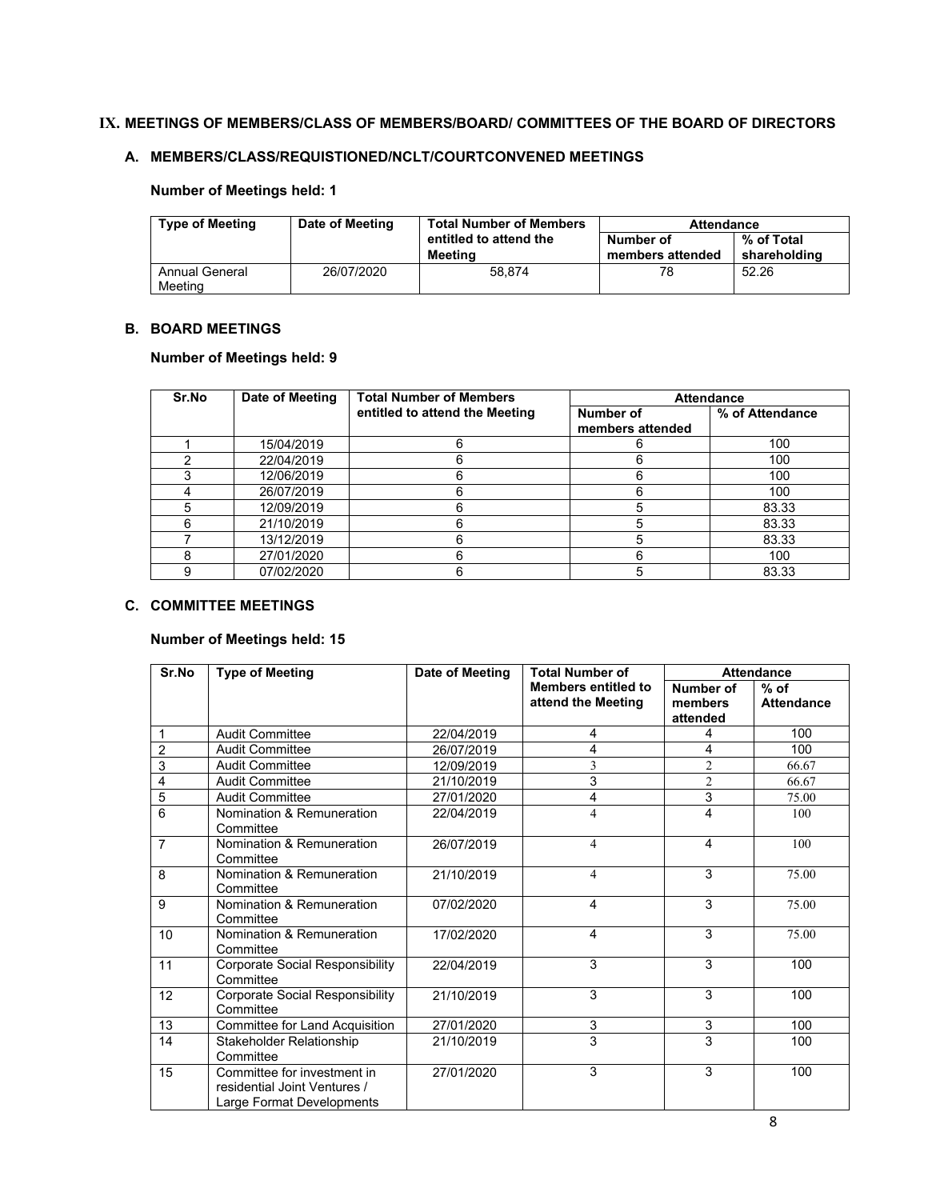## IX. MEETINGS OF MEMBERS/CLASS OF MEMBERS/BOARD/ COMMITTEES OF THE BOARD OF DIRECTORS

### A. MEMBERS/CLASS/REQUISTIONED/NCLT/COURTCONVENED MEETINGS

**Number of Meetings held: 1**

| Type of Meeting | Date of Meeting | Total Number of Members entitled to attend the Meeting | Attendance | |
|---|---|---|---|---|
| | | | Number of members attended | % of Total shareholding |
| Annual General Meeting | 26/07/2020 | 58,874 | 78 | 52.26 |

### B. BOARD MEETINGS

**Number of Meetings held: 9**

| Sr.No | Date of Meeting | Total Number of Members entitled to attend the Meeting | Attendance | |
|---|---|---|---|---|
| | | | Number of members attended | % of Attendance |
| 1 | 15/04/2019 | 6 | 6 | 100 |
| 2 | 22/04/2019 | 6 | 6 | 100 |
| 3 | 12/06/2019 | 6 | 6 | 100 |
| 4 | 26/07/2019 | 6 | 6 | 100 |
| 5 | 12/09/2019 | 6 | 5 | 83.33 |
| 6 | 21/10/2019 | 6 | 5 | 83.33 |
| 7 | 13/12/2019 | 6 | 5 | 83.33 |
| 8 | 27/01/2020 | 6 | 6 | 100 |
| 9 | 07/02/2020 | 6 | 5 | 83.33 |

### C. COMMITTEE MEETINGS

**Number of Meetings held: 15**

| Sr.No | Type of Meeting | Date of Meeting | Total Number of Members entitled to attend the Meeting | Attendance | |
|---|---|---|---|---|---|
| | | | | Number of members attended | % of Attendance |
| 1 | Audit Committee | 22/04/2019 | 4 | 4 | 100 |
| 2 | Audit Committee | 26/07/2019 | 4 | 4 | 100 |
| 3 | Audit Committee | 12/09/2019 | 3 | 2 | 66.67 |
| 4 | Audit Committee | 21/10/2019 | 3 | 2 | 66.67 |
| 5 | Audit Committee | 27/01/2020 | 4 | 3 | 75.00 |
| 6 | Nomination & Remuneration Committee | 22/04/2019 | 4 | 4 | 100 |
| 7 | Nomination & Remuneration Committee | 26/07/2019 | 4 | 4 | 100 |
| 8 | Nomination & Remuneration Committee | 21/10/2019 | 4 | 3 | 75.00 |
| 9 | Nomination & Remuneration Committee | 07/02/2020 | 4 | 3 | 75.00 |
| 10 | Nomination & Remuneration Committee | 17/02/2020 | 4 | 3 | 75.00 |
| 11 | Corporate Social Responsibility Committee | 22/04/2019 | 3 | 3 | 100 |
| 12 | Corporate Social Responsibility Committee | 21/10/2019 | 3 | 3 | 100 |
| 13 | Committee for Land Acquisition | 27/01/2020 | 3 | 3 | 100 |
| 14 | Stakeholder Relationship Committee | 21/10/2019 | 3 | 3 | 100 |
| 15 | Committee for investment in residential Joint Ventures / Large Format Developments | 27/01/2020 | 3 | 3 | 100 |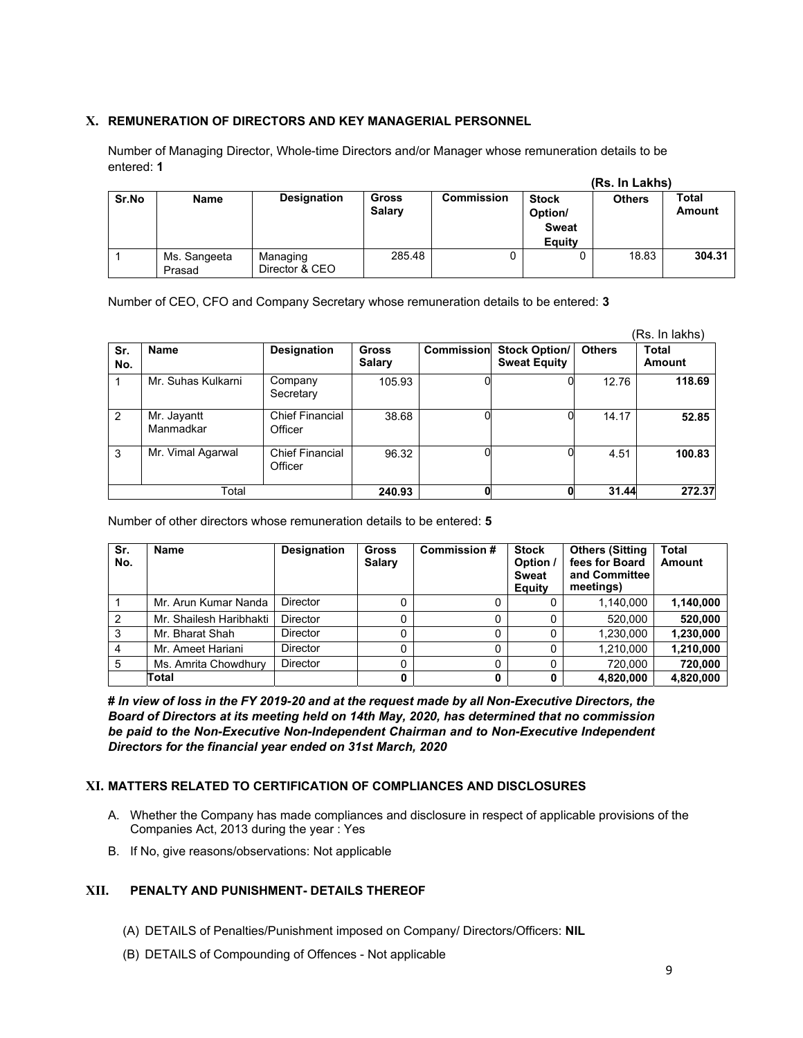## X. REMUNERATION OF DIRECTORS AND KEY MANAGERIAL PERSONNEL

Number of Managing Director, Whole-time Directors and/or Manager whose remuneration details to be entered: **1**

**(Rs. In Lakhs)**

| Sr.No | Name | Designation | Gross Salary | Commission | Stock Option/ Sweat Equity | Others | Total Amount |
|---|---|---|---|---|---|---|---|
| 1 | Ms. Sangeeta Prasad | Managing Director & CEO | 285.48 | 0 | 0 | 18.83 | **304.31** |

Number of CEO, CFO and Company Secretary whose remuneration details to be entered: **3**

(Rs. In lakhs)

| Sr. No. | Name | Designation | Gross Salary | Commission | Stock Option/ Sweat Equity | Others | Total Amount |
|---|---|---|---|---|---|---|---|
| 1 | Mr. Suhas Kulkarni | Company Secretary | 105.93 | 0 | 0 | 12.76 | **118.69** |
| 2 | Mr. Jayantt Manmadkar | Chief Financial Officer | 38.68 | 0 | 0 | 14.17 | **52.85** |
| 3 | Mr. Vimal Agarwal | Chief Financial Officer | 96.32 | 0 | 0 | 4.51 | **100.83** |
| | Total | | **240.93** | **0** | **0** | **31.44** | **272.37** |

Number of other directors whose remuneration details to be entered: **5**

| Sr. No. | Name | Designation | Gross Salary | Commission # | Stock Option / Sweat Equity | Others (Sitting fees for Board and Committee meetings) | Total Amount |
|---|---|---|---|---|---|---|---|
| 1 | Mr. Arun Kumar Nanda | Director | 0 | 0 | 0 | 1,140,000 | **1,140,000** |
| 2 | Mr. Shailesh Haribhakti | Director | 0 | 0 | 0 | 520,000 | **520,000** |
| 3 | Mr. Bharat Shah | Director | 0 | 0 | 0 | 1,230,000 | **1,230,000** |
| 4 | Mr. Ameet Hariani | Director | 0 | 0 | 0 | 1,210,000 | **1,210,000** |
| 5 | Ms. Amrita Chowdhury | Director | 0 | 0 | 0 | 720,000 | **720,000** |
| | **Total** | | **0** | **0** | **0** | **4,820,000** | **4,820,000** |

***# In view of loss in the FY 2019-20 and at the request made by all Non-Executive Directors, the Board of Directors at its meeting held on 14th May, 2020, has determined that no commission be paid to the Non-Executive Non-Independent Chairman and to Non-Executive Independent Directors for the financial year ended on 31st March, 2020***

## XI. MATTERS RELATED TO CERTIFICATION OF COMPLIANCES AND DISCLOSURES

A. Whether the Company has made compliances and disclosure in respect of applicable provisions of the Companies Act, 2013 during the year : Yes

B. If No, give reasons/observations: Not applicable

## XII. PENALTY AND PUNISHMENT- DETAILS THEREOF

(A) DETAILS of Penalties/Punishment imposed on Company/ Directors/Officers: **NIL**

(B) DETAILS of Compounding of Offences - Not applicable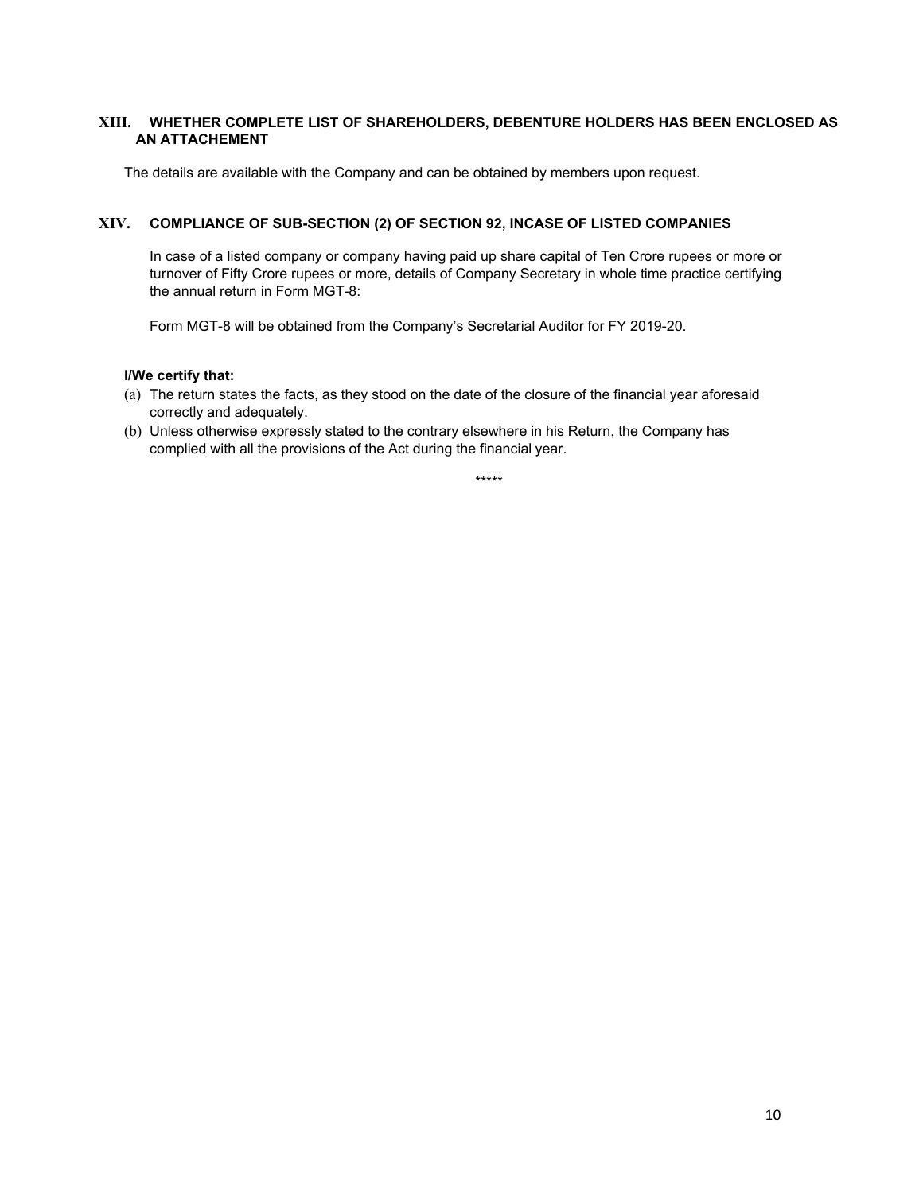### XIII. WHETHER COMPLETE LIST OF SHAREHOLDERS, DEBENTURE HOLDERS HAS BEEN ENCLOSED AS AN ATTACHEMENT

The details are available with the Company and can be obtained by members upon request.

### XIV. COMPLIANCE OF SUB-SECTION (2) OF SECTION 92, INCASE OF LISTED COMPANIES

In case of a listed company or company having paid up share capital of Ten Crore rupees or more or turnover of Fifty Crore rupees or more, details of Company Secretary in whole time practice certifying the annual return in Form MGT-8:

Form MGT-8 will be obtained from the Company's Secretarial Auditor for FY 2019-20.

**I/We certify that:**

(a) The return states the facts, as they stood on the date of the closure of the financial year aforesaid correctly and adequately.

(b) Unless otherwise expressly stated to the contrary elsewhere in his Return, the Company has complied with all the provisions of the Act during the financial year.

*****